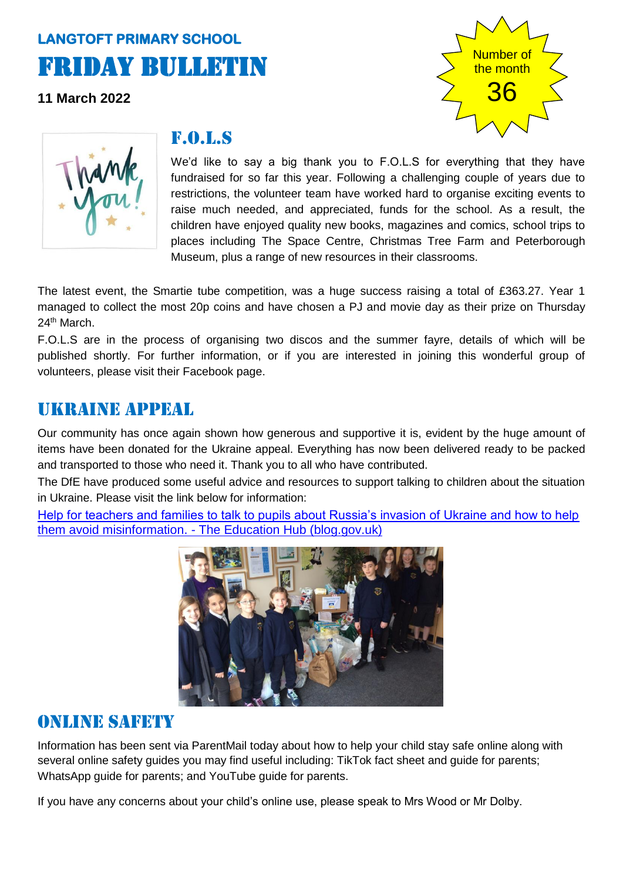**LANGTOFT PRIMARY SCHOOL**

# FRIDAY BULLETIN

**11 March 2022**

Number of the month

36

## F.O.L.S

We'd like to say a big thank you to F.O.L.S for everything that they have fundraised for so far this year. Following a challenging couple of years due to restrictions, the volunteer team have worked hard to organise exciting events to raise much needed, and appreciated, funds for the school. As a result, the children have enjoyed quality new books, magazines and comics, school trips to places including The Space Centre, Christmas Tree Farm and Peterborough Museum, plus a range of new resources in their classrooms.

The latest event, the Smartie tube competition, was a huge success raising a total of £363.27. Year 1 managed to collect the most 20p coins and have chosen a PJ and movie day as their prize on Thursday 24th March.

F.O.L.S are in the process of organising two discos and the summer fayre, details of which will be published shortly. For further information, or if you are interested in joining this wonderful group of volunteers, please visit their Facebook page.

## UKRAINE APPEAL

Our community has once again shown how generous and supportive it is, evident by the huge amount of items have been donated for the Ukraine appeal. Everything has now been delivered ready to be packed and transported to those who need it. Thank you to all who have contributed.

The DfE have produced some useful advice and resources to support talking to children about the situation in Ukraine. Please visit the link below for information:

[Help for teachers and families to talk to pupils about Russia's invasion of Ukraine and how to help them avoid misinformation. - The Education Hub (blog.gov.uk)]

## ONLINE SAFETY

Information has been sent via ParentMail today about how to help your child stay safe online along with several online safety guides you may find useful including: TikTok fact sheet and guide for parents; WhatsApp guide for parents; and YouTube guide for parents.

If you have any concerns about your child's online use, please speak to Mrs Wood or Mr Dolby.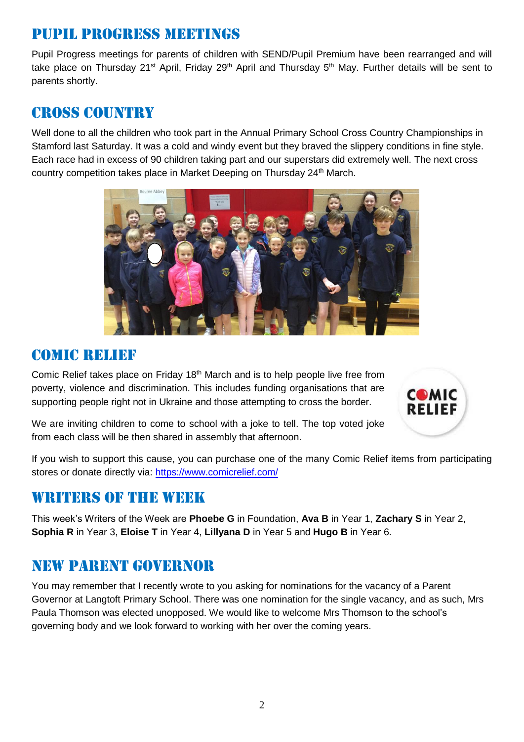## PUPIL PROGRESS MEETINGS

Pupil Progress meetings for parents of children with SEND/Pupil Premium have been rearranged and will take place on Thursday 21st April, Friday 29th April and Thursday 5th May. Further details will be sent to parents shortly.

## CROSS COUNTRY

Well done to all the children who took part in the Annual Primary School Cross Country Championships in Stamford last Saturday. It was a cold and windy event but they braved the slippery conditions in fine style. Each race had in excess of 90 children taking part and our superstars did extremely well. The next cross country competition takes place in Market Deeping on Thursday 24th March.

## COMIC RELIEF

Comic Relief takes place on Friday 18th March and is to help people live free from poverty, violence and discrimination. This includes funding organisations that are supporting people right not in Ukraine and those attempting to cross the border.

We are inviting children to come to school with a joke to tell. The top voted joke from each class will be then shared in assembly that afternoon.

If you wish to support this cause, you can purchase one of the many Comic Relief items from participating stores or donate directly via: https://www.comicrelief.com/

## WRITERS OF THE WEEK

This week's Writers of the Week are **Phoebe G** in Foundation, **Ava B** in Year 1, **Zachary S** in Year 2, **Sophia R** in Year 3, **Eloise T** in Year 4, **Lillyana D** in Year 5 and **Hugo B** in Year 6.

## NEW PARENT GOVERNOR

You may remember that I recently wrote to you asking for nominations for the vacancy of a Parent Governor at Langtoft Primary School. There was one nomination for the single vacancy, and as such, Mrs Paula Thomson was elected unopposed. We would like to welcome Mrs Thomson to the school's governing body and we look forward to working with her over the coming years.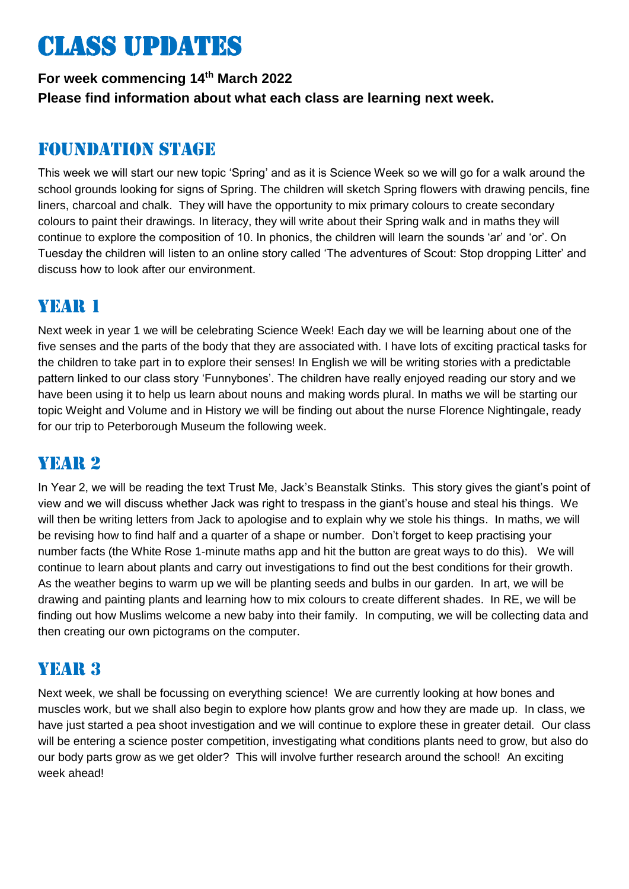# CLASS UPDATES

**For week commencing 14th March 2022**

**Please find information about what each class are learning next week.**

## FOUNDATION STAGE

This week we will start our new topic 'Spring' and as it is Science Week so we will go for a walk around the school grounds looking for signs of Spring. The children will sketch Spring flowers with drawing pencils, fine liners, charcoal and chalk. They will have the opportunity to mix primary colours to create secondary colours to paint their drawings. In literacy, they will write about their Spring walk and in maths they will continue to explore the composition of 10. In phonics, the children will learn the sounds 'ar' and 'or'. On Tuesday the children will listen to an online story called 'The adventures of Scout: Stop dropping Litter' and discuss how to look after our environment.

## YEAR 1

Next week in year 1 we will be celebrating Science Week! Each day we will be learning about one of the five senses and the parts of the body that they are associated with. I have lots of exciting practical tasks for the children to take part in to explore their senses! In English we will be writing stories with a predictable pattern linked to our class story 'Funnybones'. The children have really enjoyed reading our story and we have been using it to help us learn about nouns and making words plural. In maths we will be starting our topic Weight and Volume and in History we will be finding out about the nurse Florence Nightingale, ready for our trip to Peterborough Museum the following week.

## YEAR 2

In Year 2, we will be reading the text Trust Me, Jack's Beanstalk Stinks. This story gives the giant's point of view and we will discuss whether Jack was right to trespass in the giant's house and steal his things. We will then be writing letters from Jack to apologise and to explain why we stole his things. In maths, we will be revising how to find half and a quarter of a shape or number. Don't forget to keep practising your number facts (the White Rose 1-minute maths app and hit the button are great ways to do this). We will continue to learn about plants and carry out investigations to find out the best conditions for their growth. As the weather begins to warm up we will be planting seeds and bulbs in our garden. In art, we will be drawing and painting plants and learning how to mix colours to create different shades. In RE, we will be finding out how Muslims welcome a new baby into their family. In computing, we will be collecting data and then creating our own pictograms on the computer.

## YEAR 3

Next week, we shall be focussing on everything science! We are currently looking at how bones and muscles work, but we shall also begin to explore how plants grow and how they are made up. In class, we have just started a pea shoot investigation and we will continue to explore these in greater detail. Our class will be entering a science poster competition, investigating what conditions plants need to grow, but also do our body parts grow as we get older? This will involve further research around the school! An exciting week ahead!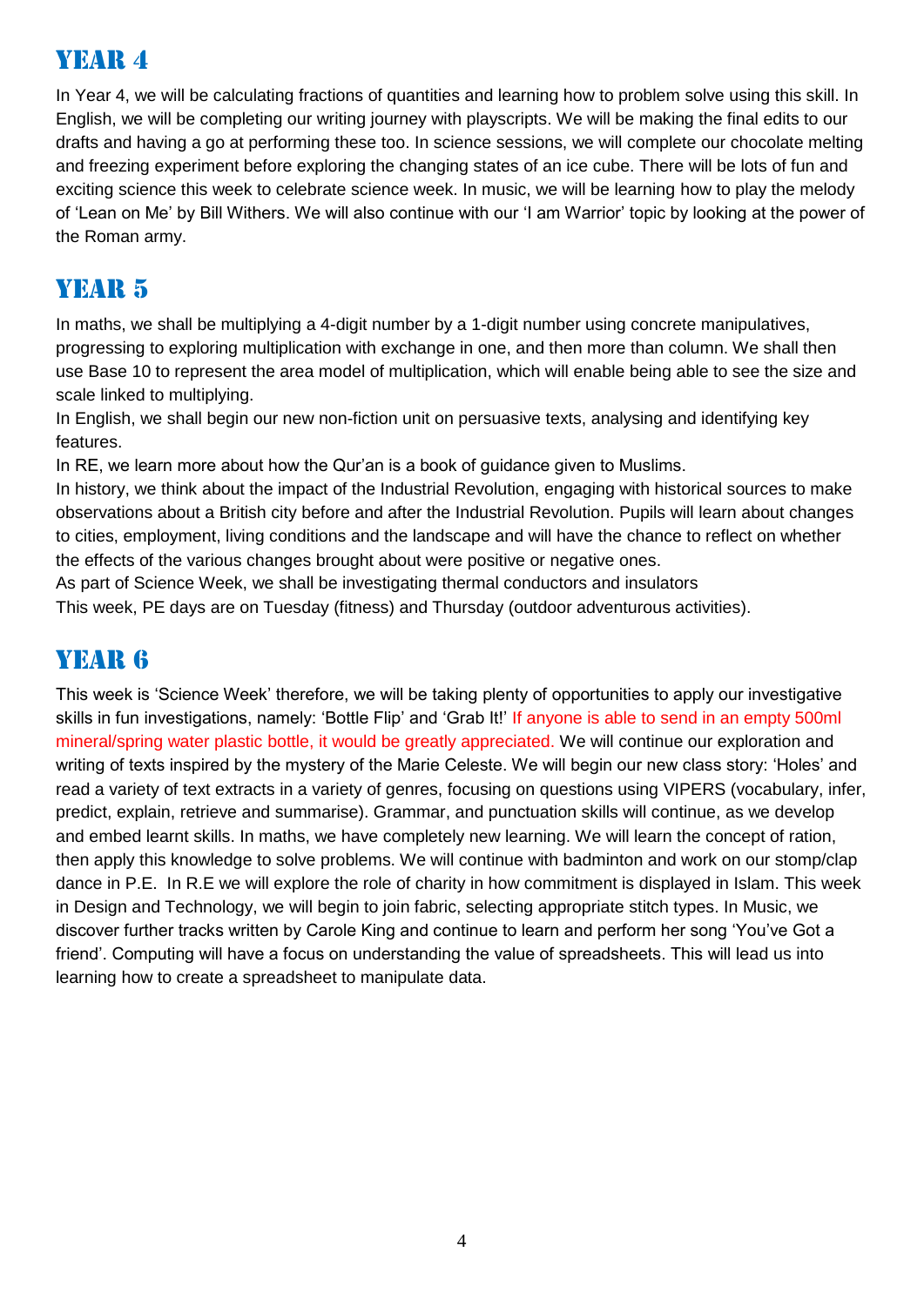# YEAR 4

In Year 4, we will be calculating fractions of quantities and learning how to problem solve using this skill. In English, we will be completing our writing journey with playscripts. We will be making the final edits to our drafts and having a go at performing these too. In science sessions, we will complete our chocolate melting and freezing experiment before exploring the changing states of an ice cube. There will be lots of fun and exciting science this week to celebrate science week. In music, we will be learning how to play the melody of 'Lean on Me' by Bill Withers. We will also continue with our 'I am Warrior' topic by looking at the power of the Roman army.

# YEAR 5

In maths, we shall be multiplying a 4-digit number by a 1-digit number using concrete manipulatives, progressing to exploring multiplication with exchange in one, and then more than column. We shall then use Base 10 to represent the area model of multiplication, which will enable being able to see the size and scale linked to multiplying.

In English, we shall begin our new non-fiction unit on persuasive texts, analysing and identifying key features.

In RE, we learn more about how the Qur'an is a book of guidance given to Muslims.

In history, we think about the impact of the Industrial Revolution, engaging with historical sources to make observations about a British city before and after the Industrial Revolution. Pupils will learn about changes to cities, employment, living conditions and the landscape and will have the chance to reflect on whether the effects of the various changes brought about were positive or negative ones.

As part of Science Week, we shall be investigating thermal conductors and insulators

This week, PE days are on Tuesday (fitness) and Thursday (outdoor adventurous activities).

# YEAR 6

This week is 'Science Week' therefore, we will be taking plenty of opportunities to apply our investigative skills in fun investigations, namely: 'Bottle Flip' and 'Grab It!' If anyone is able to send in an empty 500ml mineral/spring water plastic bottle, it would be greatly appreciated. We will continue our exploration and writing of texts inspired by the mystery of the Marie Celeste. We will begin our new class story: 'Holes' and read a variety of text extracts in a variety of genres, focusing on questions using VIPERS (vocabulary, infer, predict, explain, retrieve and summarise). Grammar, and punctuation skills will continue, as we develop and embed learnt skills. In maths, we have completely new learning. We will learn the concept of ration, then apply this knowledge to solve problems. We will continue with badminton and work on our stomp/clap dance in P.E. In R.E we will explore the role of charity in how commitment is displayed in Islam. This week in Design and Technology, we will begin to join fabric, selecting appropriate stitch types. In Music, we discover further tracks written by Carole King and continue to learn and perform her song 'You've Got a friend'. Computing will have a focus on understanding the value of spreadsheets. This will lead us into learning how to create a spreadsheet to manipulate data.